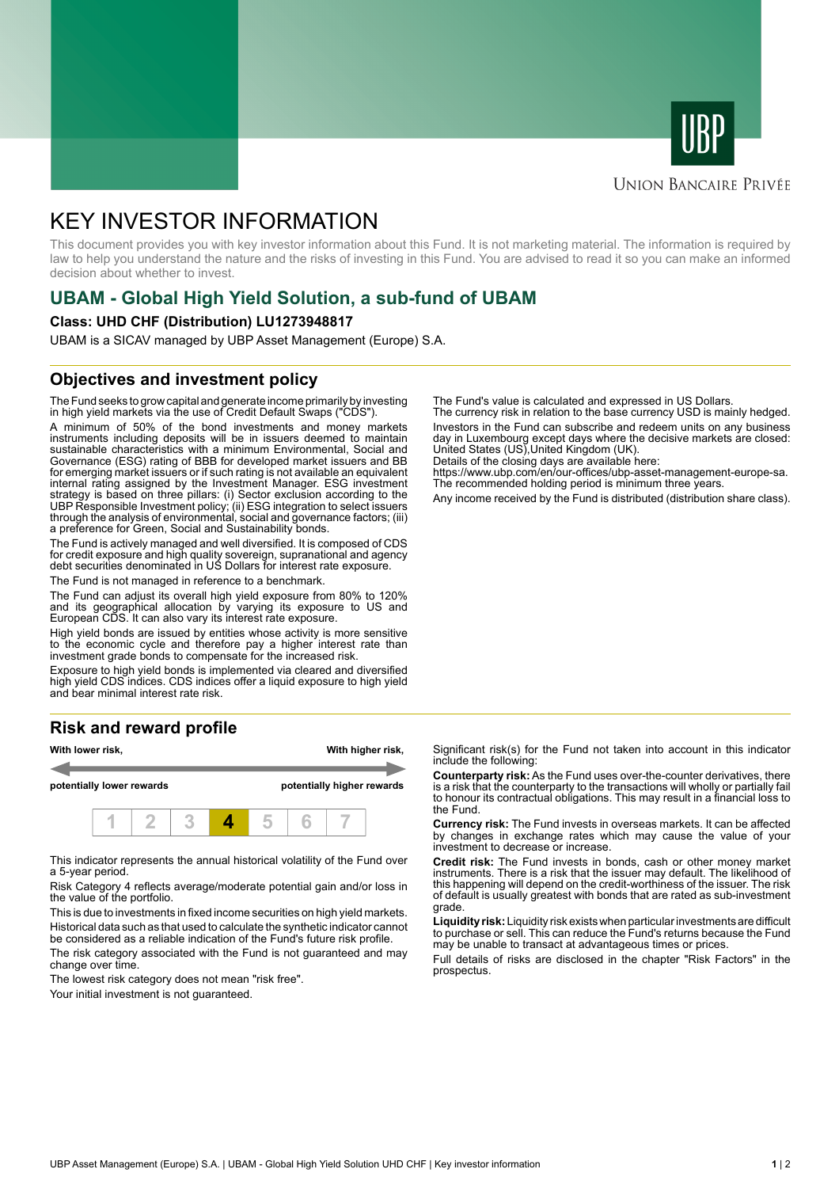UBP

Union Bancaire Privée

# KEY INVESTOR INFORMATION

This document provides you with key investor information about this Fund. It is not marketing material. The information is required by law to help you understand the nature and the risks of investing in this Fund. You are advised to read it so you can make an informed decision about whether to invest.

## UBAM - Global High Yield Solution, a sub-fund of UBAM

**Class: UHD CHF (Distribution) LU1273948817**

UBAM is a SICAV managed by UBP Asset Management (Europe) S.A.

## Objectives and investment policy

The Fund seeks to grow capital and generate income primarily by investing in high yield markets via the use of Credit Default Swaps ("CDS").

A minimum of 50% of the bond investments and money markets instruments including deposits will be in issuers deemed to maintain sustainable characteristics with a minimum Environmental, Social and Governance (ESG) rating of BBB for developed market issuers and BB for emerging market issuers or if such rating is not available an equivalent internal rating assigned by the Investment Manager. ESG investment strategy is based on three pillars: (i) Sector exclusion according to the UBP Responsible Investment policy; (ii) ESG integration to select issuers through the analysis of environmental, social and governance factors; (iii) a preference for Green, Social and Sustainability bonds.

The Fund is actively managed and well diversified. It is composed of CDS for credit exposure and high quality sovereign, supranational and agency debt securities denominated in US Dollars for interest rate exposure.

The Fund is not managed in reference to a benchmark.

The Fund can adjust its overall high yield exposure from 80% to 120% and its geographical allocation by varying its exposure to US and European CDS. It can also vary its interest rate exposure.

High yield bonds are issued by entities whose activity is more sensitive to the economic cycle and therefore pay a higher interest rate than investment grade bonds to compensate for the increased risk.

Exposure to high yield bonds is implemented via cleared and diversified high yield CDS indices. CDS indices offer a liquid exposure to high yield and bear minimal interest rate risk.

The Fund's value is calculated and expressed in US Dollars.
The currency risk in relation to the base currency USD is mainly hedged.

Investors in the Fund can subscribe and redeem units on any business day in Luxembourg except days where the decisive markets are closed: United States (US),United Kingdom (UK).
Details of the closing days are available here:
https://www.ubp.com/en/our-offices/ubp-asset-management-europe-sa.
The recommended holding period is minimum three years.

Any income received by the Fund is distributed (distribution share class).

## Risk and reward profile

| **With lower risk,** | **With higher risk,** |
|---|---|
| **potentially lower rewards** | **potentially higher rewards** |

| 1 | 2 | 3 | **4** | 5 | 6 | 7 |
|---|---|---|---|---|---|---|

This indicator represents the annual historical volatility of the Fund over a 5-year period.

Risk Category 4 reflects average/moderate potential gain and/or loss in the value of the portfolio.

This is due to investments in fixed income securities on high yield markets.

Historical data such as that used to calculate the synthetic indicator cannot be considered as a reliable indication of the Fund's future risk profile.

The risk category associated with the Fund is not guaranteed and may change over time.

The lowest risk category does not mean "risk free".

Your initial investment is not guaranteed.

Significant risk(s) for the Fund not taken into account in this indicator include the following:

**Counterparty risk:** As the Fund uses over-the-counter derivatives, there is a risk that the counterparty to the transactions will wholly or partially fail to honour its contractual obligations. This may result in a financial loss to the Fund.

**Currency risk:** The Fund invests in overseas markets. It can be affected by changes in exchange rates which may cause the value of your investment to decrease or increase.

**Credit risk:** The Fund invests in bonds, cash or other money market instruments. There is a risk that the issuer may default. The likelihood of this happening will depend on the credit-worthiness of the issuer. The risk of default is usually greatest with bonds that are rated as sub-investment grade.

**Liquidity risk:** Liquidity risk exists when particular investments are difficult to purchase or sell. This can reduce the Fund's returns because the Fund may be unable to transact at advantageous times or prices.

Full details of risks are disclosed in the chapter "Risk Factors" in the prospectus.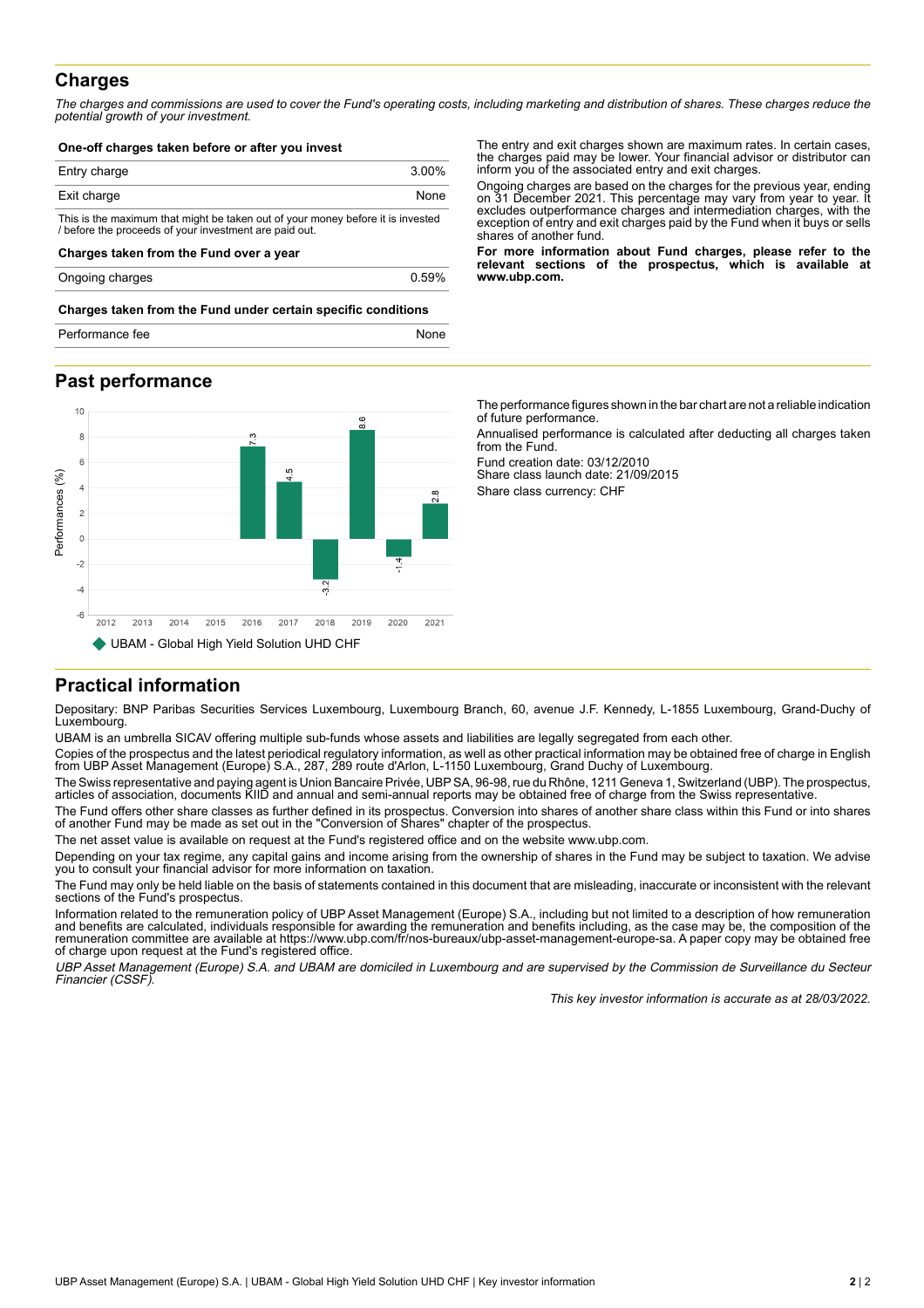## Charges

*The charges and commissions are used to cover the Fund's operating costs, including marketing and distribution of shares. These charges reduce the potential growth of your investment.*

| **One-off charges taken before or after you invest** | |
|---|---|
| Entry charge | 3.00% |
| Exit charge | None |

This is the maximum that might be taken out of your money before it is invested / before the proceeds of your investment are paid out.

| **Charges taken from the Fund over a year** | |
|---|---|
| Ongoing charges | 0.59% |

| **Charges taken from the Fund under certain specific conditions** | |
|---|---|
| Performance fee | None |

The entry and exit charges shown are maximum rates. In certain cases, the charges paid may be lower. Your financial advisor or distributor can inform you of the associated entry and exit charges.

Ongoing charges are based on the charges for the previous year, ending on 31 December 2021. This percentage may vary from year to year. It excludes outperformance charges and intermediation charges, with the exception of entry and exit charges paid by the Fund when it buys or sells shares of another fund.

**For more information about Fund charges, please refer to the relevant sections of the prospectus, which is available at www.ubp.com.**

## Past performance

Performances (%)

10
8
6
4
2
0
-2
-4
-6

2012 2013 2014 2015 2016 2017 2018 2019 2020 2021

7.3
4.5
-3.2
8.6
-1.4
2.8

UBAM - Global High Yield Solution UHD CHF

The performance figures shown in the bar chart are not a reliable indication of future performance.

Annualised performance is calculated after deducting all charges taken from the Fund.

Fund creation date: 03/12/2010
Share class launch date: 21/09/2015
Share class currency: CHF

## Practical information

Depositary: BNP Paribas Securities Services Luxembourg, Luxembourg Branch, 60, avenue J.F. Kennedy, L-1855 Luxembourg, Grand-Duchy of Luxembourg.

UBAM is an umbrella SICAV offering multiple sub-funds whose assets and liabilities are legally segregated from each other.

Copies of the prospectus and the latest periodical regulatory information, as well as other practical information may be obtained free of charge in English from UBP Asset Management (Europe) S.A., 287, 289 route d'Arlon, L-1150 Luxembourg, Grand Duchy of Luxembourg.

The Swiss representative and paying agent is Union Bancaire Privée, UBP SA, 96-98, rue du Rhône, 1211 Geneva 1, Switzerland (UBP). The prospectus, articles of association, documents KIID and annual and semi-annual reports may be obtained free of charge from the Swiss representative.

The Fund offers other share classes as further defined in its prospectus. Conversion into shares of another share class within this Fund or into shares of another Fund may be made as set out in the "Conversion of Shares" chapter of the prospectus.

The net asset value is available on request at the Fund's registered office and on the website www.ubp.com.

Depending on your tax regime, any capital gains and income arising from the ownership of shares in the Fund may be subject to taxation. We advise you to consult your financial advisor for more information on taxation.

The Fund may only be held liable on the basis of statements contained in this document that are misleading, inaccurate or inconsistent with the relevant sections of the Fund's prospectus.

Information related to the remuneration policy of UBP Asset Management (Europe) S.A., including but not limited to a description of how remuneration and benefits are calculated, individuals responsible for awarding the remuneration and benefits including, as the case may be, the composition of the remuneration committee are available at https://www.ubp.com/fr/nos-bureaux/ubp-asset-management-europe-sa. A paper copy may be obtained free of charge upon request at the Fund's registered office.

*UBP Asset Management (Europe) S.A. and UBAM are domiciled in Luxembourg and are supervised by the Commission de Surveillance du Secteur Financier (CSSF).*

*This key investor information is accurate as at 28/03/2022.*